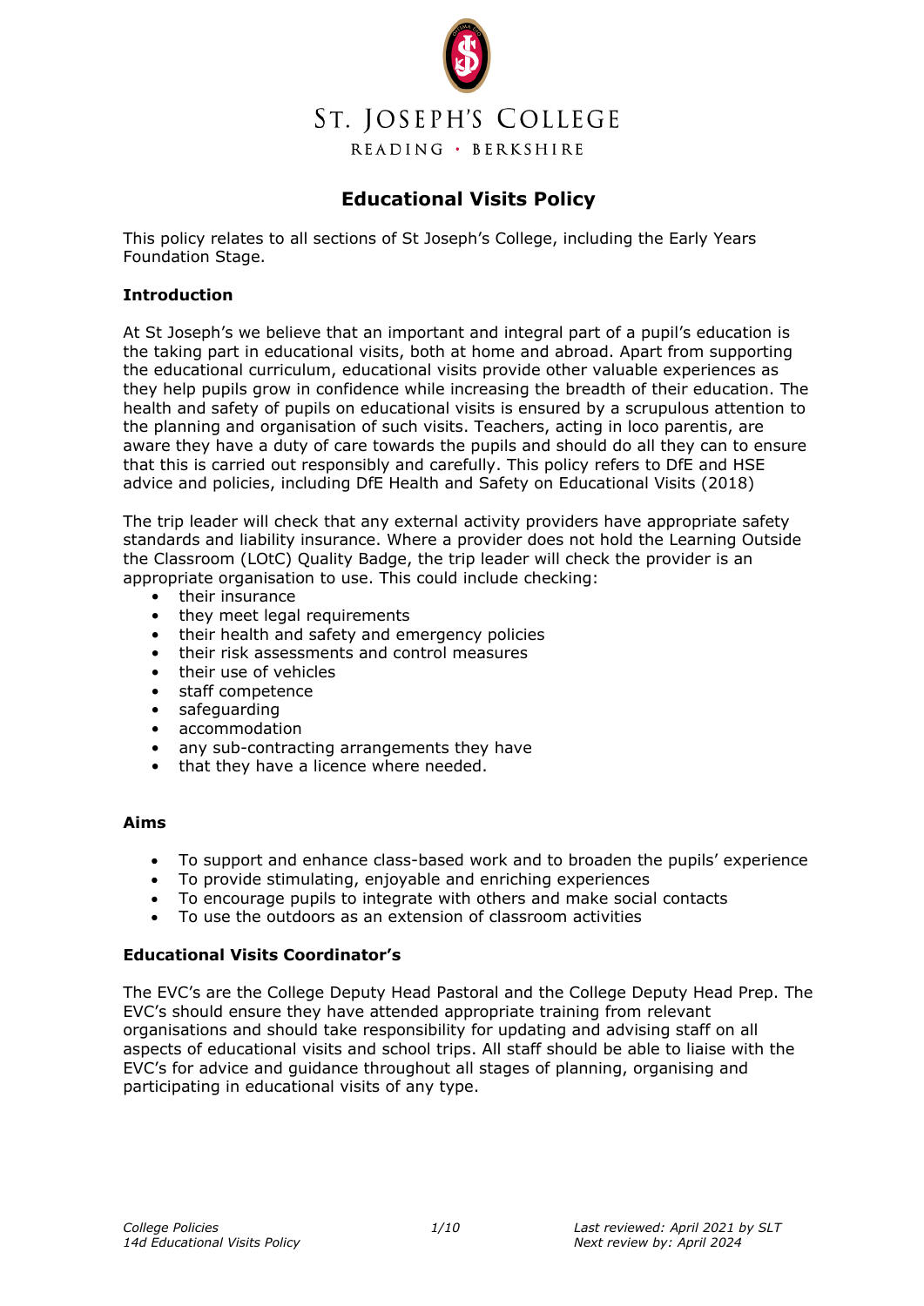ST. JOSEPH'S COLLEGE

READING · BERKSHIRE

# Educational Visits Policy

This policy relates to all sections of St Joseph's College, including the Early Years Foundation Stage.

## Introduction

At St Joseph's we believe that an important and integral part of a pupil's education is the taking part in educational visits, both at home and abroad. Apart from supporting the educational curriculum, educational visits provide other valuable experiences as they help pupils grow in confidence while increasing the breadth of their education. The health and safety of pupils on educational visits is ensured by a scrupulous attention to the planning and organisation of such visits. Teachers, acting in loco parentis, are aware they have a duty of care towards the pupils and should do all they can to ensure that this is carried out responsibly and carefully. This policy refers to DfE and HSE advice and policies, including DfE Health and Safety on Educational Visits (2018)

The trip leader will check that any external activity providers have appropriate safety standards and liability insurance. Where a provider does not hold the Learning Outside the Classroom (LOtC) Quality Badge, the trip leader will check the provider is an appropriate organisation to use. This could include checking:

- their insurance
- they meet legal requirements
- their health and safety and emergency policies
- their risk assessments and control measures
- their use of vehicles
- staff competence
- safeguarding
- accommodation
- any sub-contracting arrangements they have
- that they have a licence where needed.

## Aims

- To support and enhance class-based work and to broaden the pupils' experience
- To provide stimulating, enjoyable and enriching experiences
- To encourage pupils to integrate with others and make social contacts
- To use the outdoors as an extension of classroom activities

## Educational Visits Coordinator's

The EVC's are the College Deputy Head Pastoral and the College Deputy Head Prep. The EVC's should ensure they have attended appropriate training from relevant organisations and should take responsibility for updating and advising staff on all aspects of educational visits and school trips. All staff should be able to liaise with the EVC's for advice and guidance throughout all stages of planning, organising and participating in educational visits of any type.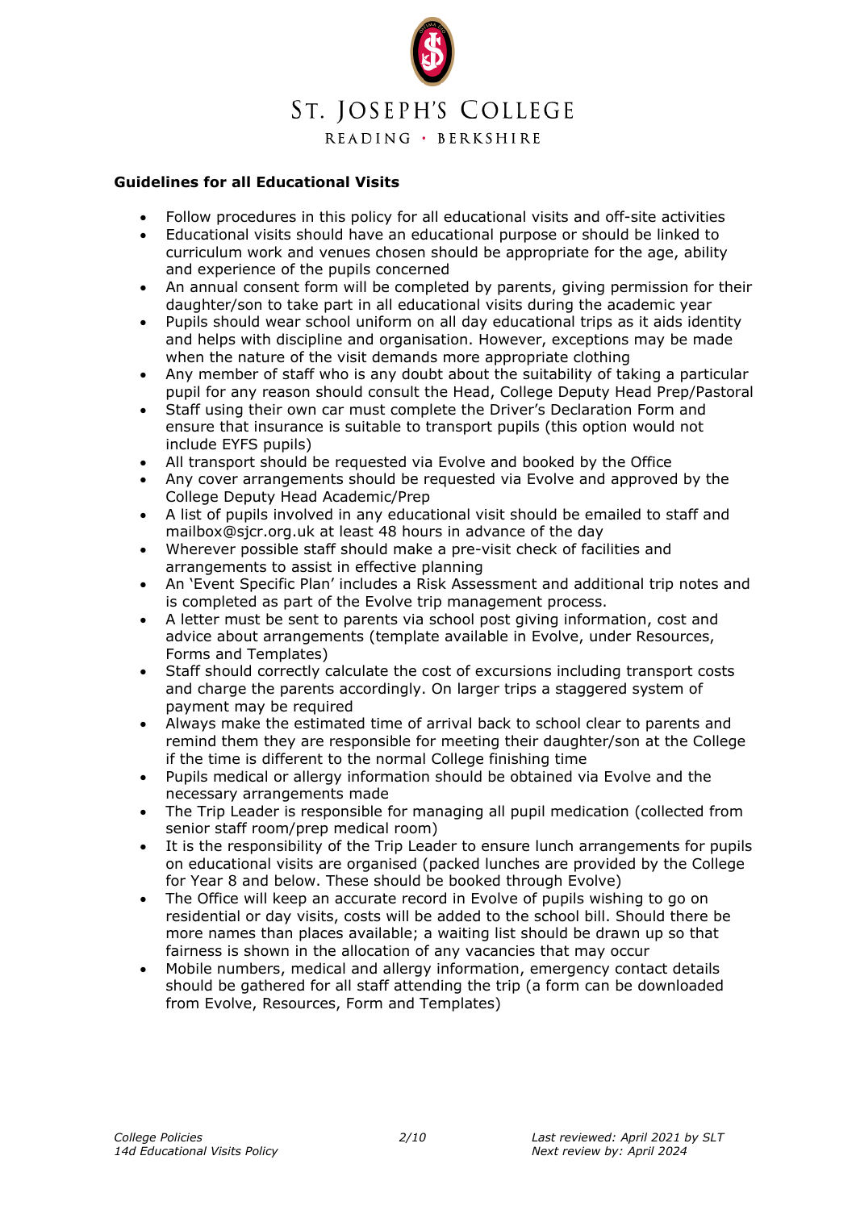## Guidelines for all Educational Visits

- Follow procedures in this policy for all educational visits and off-site activities
- Educational visits should have an educational purpose or should be linked to curriculum work and venues chosen should be appropriate for the age, ability and experience of the pupils concerned
- An annual consent form will be completed by parents, giving permission for their daughter/son to take part in all educational visits during the academic year
- Pupils should wear school uniform on all day educational trips as it aids identity and helps with discipline and organisation. However, exceptions may be made when the nature of the visit demands more appropriate clothing
- Any member of staff who is any doubt about the suitability of taking a particular pupil for any reason should consult the Head, College Deputy Head Prep/Pastoral
- Staff using their own car must complete the Driver's Declaration Form and ensure that insurance is suitable to transport pupils (this option would not include EYFS pupils)
- All transport should be requested via Evolve and booked by the Office
- Any cover arrangements should be requested via Evolve and approved by the College Deputy Head Academic/Prep
- A list of pupils involved in any educational visit should be emailed to staff and mailbox@sjcr.org.uk at least 48 hours in advance of the day
- Wherever possible staff should make a pre-visit check of facilities and arrangements to assist in effective planning
- An 'Event Specific Plan' includes a Risk Assessment and additional trip notes and is completed as part of the Evolve trip management process.
- A letter must be sent to parents via school post giving information, cost and advice about arrangements (template available in Evolve, under Resources, Forms and Templates)
- Staff should correctly calculate the cost of excursions including transport costs and charge the parents accordingly. On larger trips a staggered system of payment may be required
- Always make the estimated time of arrival back to school clear to parents and remind them they are responsible for meeting their daughter/son at the College if the time is different to the normal College finishing time
- Pupils medical or allergy information should be obtained via Evolve and the necessary arrangements made
- The Trip Leader is responsible for managing all pupil medication (collected from senior staff room/prep medical room)
- It is the responsibility of the Trip Leader to ensure lunch arrangements for pupils on educational visits are organised (packed lunches are provided by the College for Year 8 and below. These should be booked through Evolve)
- The Office will keep an accurate record in Evolve of pupils wishing to go on residential or day visits, costs will be added to the school bill. Should there be more names than places available; a waiting list should be drawn up so that fairness is shown in the allocation of any vacancies that may occur
- Mobile numbers, medical and allergy information, emergency contact details should be gathered for all staff attending the trip (a form can be downloaded from Evolve, Resources, Form and Templates)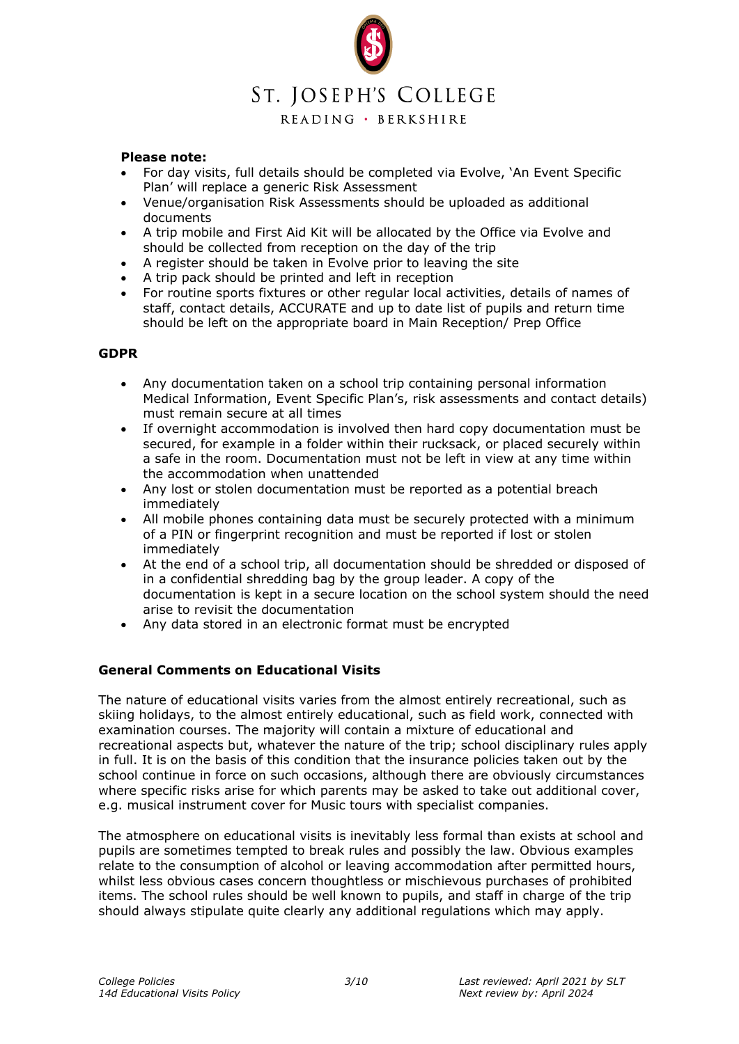**Please note:**

- For day visits, full details should be completed via Evolve, 'An Event Specific Plan' will replace a generic Risk Assessment
- Venue/organisation Risk Assessments should be uploaded as additional documents
- A trip mobile and First Aid Kit will be allocated by the Office via Evolve and should be collected from reception on the day of the trip
- A register should be taken in Evolve prior to leaving the site
- A trip pack should be printed and left in reception
- For routine sports fixtures or other regular local activities, details of names of staff, contact details, ACCURATE and up to date list of pupils and return time should be left on the appropriate board in Main Reception/ Prep Office

**GDPR**

- Any documentation taken on a school trip containing personal information Medical Information, Event Specific Plan's, risk assessments and contact details) must remain secure at all times
- If overnight accommodation is involved then hard copy documentation must be secured, for example in a folder within their rucksack, or placed securely within a safe in the room. Documentation must not be left in view at any time within the accommodation when unattended
- Any lost or stolen documentation must be reported as a potential breach immediately
- All mobile phones containing data must be securely protected with a minimum of a PIN or fingerprint recognition and must be reported if lost or stolen immediately
- At the end of a school trip, all documentation should be shredded or disposed of in a confidential shredding bag by the group leader. A copy of the documentation is kept in a secure location on the school system should the need arise to revisit the documentation
- Any data stored in an electronic format must be encrypted

**General Comments on Educational Visits**

The nature of educational visits varies from the almost entirely recreational, such as skiing holidays, to the almost entirely educational, such as field work, connected with examination courses. The majority will contain a mixture of educational and recreational aspects but, whatever the nature of the trip; school disciplinary rules apply in full. It is on the basis of this condition that the insurance policies taken out by the school continue in force on such occasions, although there are obviously circumstances where specific risks arise for which parents may be asked to take out additional cover, e.g. musical instrument cover for Music tours with specialist companies.

The atmosphere on educational visits is inevitably less formal than exists at school and pupils are sometimes tempted to break rules and possibly the law. Obvious examples relate to the consumption of alcohol or leaving accommodation after permitted hours, whilst less obvious cases concern thoughtless or mischievous purchases of prohibited items. The school rules should be well known to pupils, and staff in charge of the trip should always stipulate quite clearly any additional regulations which may apply.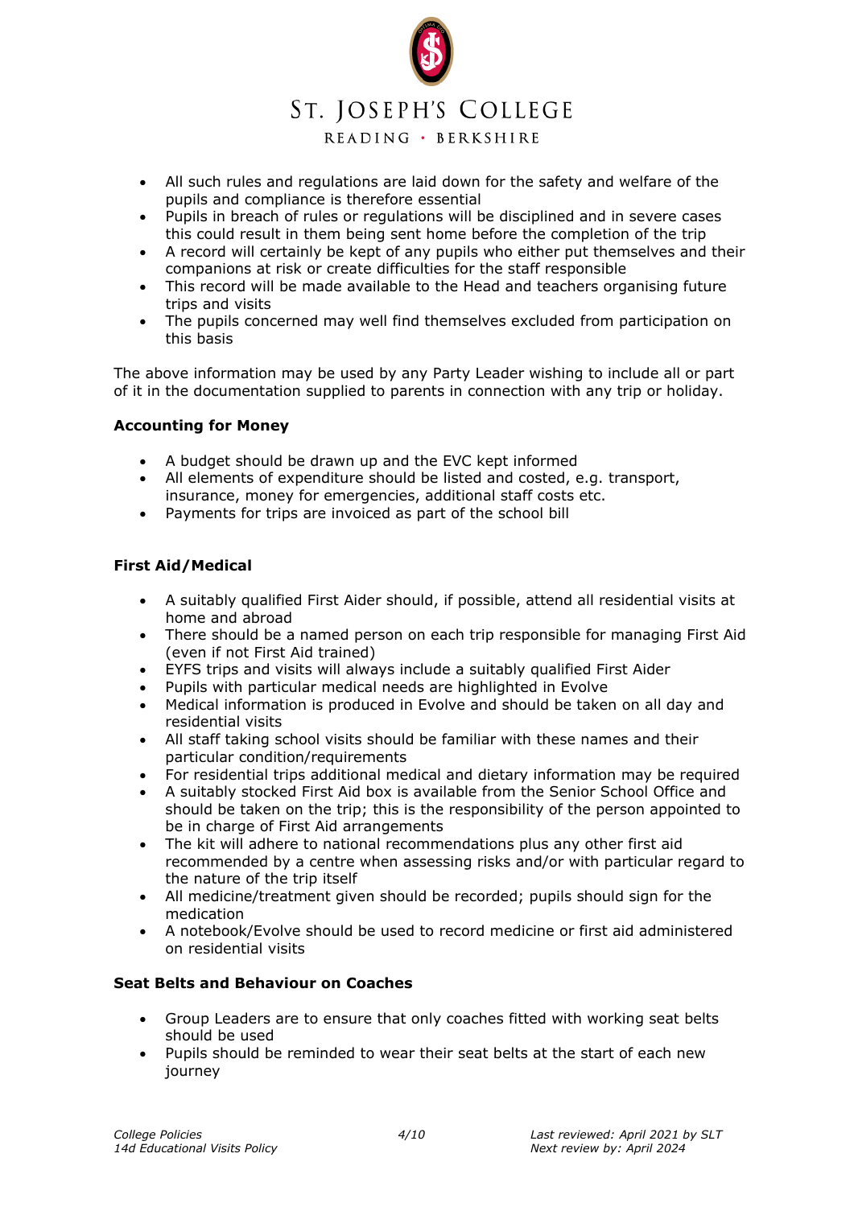- All such rules and regulations are laid down for the safety and welfare of the pupils and compliance is therefore essential
- Pupils in breach of rules or regulations will be disciplined and in severe cases this could result in them being sent home before the completion of the trip
- A record will certainly be kept of any pupils who either put themselves and their companions at risk or create difficulties for the staff responsible
- This record will be made available to the Head and teachers organising future trips and visits
- The pupils concerned may well find themselves excluded from participation on this basis

The above information may be used by any Party Leader wishing to include all or part of it in the documentation supplied to parents in connection with any trip or holiday.

**Accounting for Money**

- A budget should be drawn up and the EVC kept informed
- All elements of expenditure should be listed and costed, e.g. transport, insurance, money for emergencies, additional staff costs etc.
- Payments for trips are invoiced as part of the school bill

**First Aid/Medical**

- A suitably qualified First Aider should, if possible, attend all residential visits at home and abroad
- There should be a named person on each trip responsible for managing First Aid (even if not First Aid trained)
- EYFS trips and visits will always include a suitably qualified First Aider
- Pupils with particular medical needs are highlighted in Evolve
- Medical information is produced in Evolve and should be taken on all day and residential visits
- All staff taking school visits should be familiar with these names and their particular condition/requirements
- For residential trips additional medical and dietary information may be required
- A suitably stocked First Aid box is available from the Senior School Office and should be taken on the trip; this is the responsibility of the person appointed to be in charge of First Aid arrangements
- The kit will adhere to national recommendations plus any other first aid recommended by a centre when assessing risks and/or with particular regard to the nature of the trip itself
- All medicine/treatment given should be recorded; pupils should sign for the medication
- A notebook/Evolve should be used to record medicine or first aid administered on residential visits

**Seat Belts and Behaviour on Coaches**

- Group Leaders are to ensure that only coaches fitted with working seat belts should be used
- Pupils should be reminded to wear their seat belts at the start of each new journey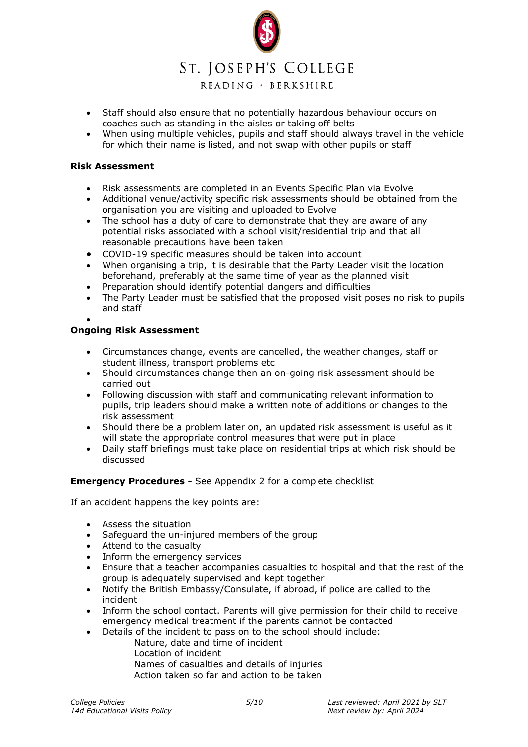- Staff should also ensure that no potentially hazardous behaviour occurs on coaches such as standing in the aisles or taking off belts
- When using multiple vehicles, pupils and staff should always travel in the vehicle for which their name is listed, and not swap with other pupils or staff

**Risk Assessment**

- Risk assessments are completed in an Events Specific Plan via Evolve
- Additional venue/activity specific risk assessments should be obtained from the organisation you are visiting and uploaded to Evolve
- The school has a duty of care to demonstrate that they are aware of any potential risks associated with a school visit/residential trip and that all reasonable precautions have been taken
- COVID-19 specific measures should be taken into account
- When organising a trip, it is desirable that the Party Leader visit the location beforehand, preferably at the same time of year as the planned visit
- Preparation should identify potential dangers and difficulties
- The Party Leader must be satisfied that the proposed visit poses no risk to pupils and staff

**Ongoing Risk Assessment**

- Circumstances change, events are cancelled, the weather changes, staff or student illness, transport problems etc
- Should circumstances change then an on-going risk assessment should be carried out
- Following discussion with staff and communicating relevant information to pupils, trip leaders should make a written note of additions or changes to the risk assessment
- Should there be a problem later on, an updated risk assessment is useful as it will state the appropriate control measures that were put in place
- Daily staff briefings must take place on residential trips at which risk should be discussed

**Emergency Procedures -** See Appendix 2 for a complete checklist

If an accident happens the key points are:

- Assess the situation
- Safeguard the un-injured members of the group
- Attend to the casualty
- Inform the emergency services
- Ensure that a teacher accompanies casualties to hospital and that the rest of the group is adequately supervised and kept together
- Notify the British Embassy/Consulate, if abroad, if police are called to the incident
- Inform the school contact. Parents will give permission for their child to receive emergency medical treatment if the parents cannot be contacted
- Details of the incident to pass on to the school should include:
  - Nature, date and time of incident
  - Location of incident
  - Names of casualties and details of injuries
  - Action taken so far and action to be taken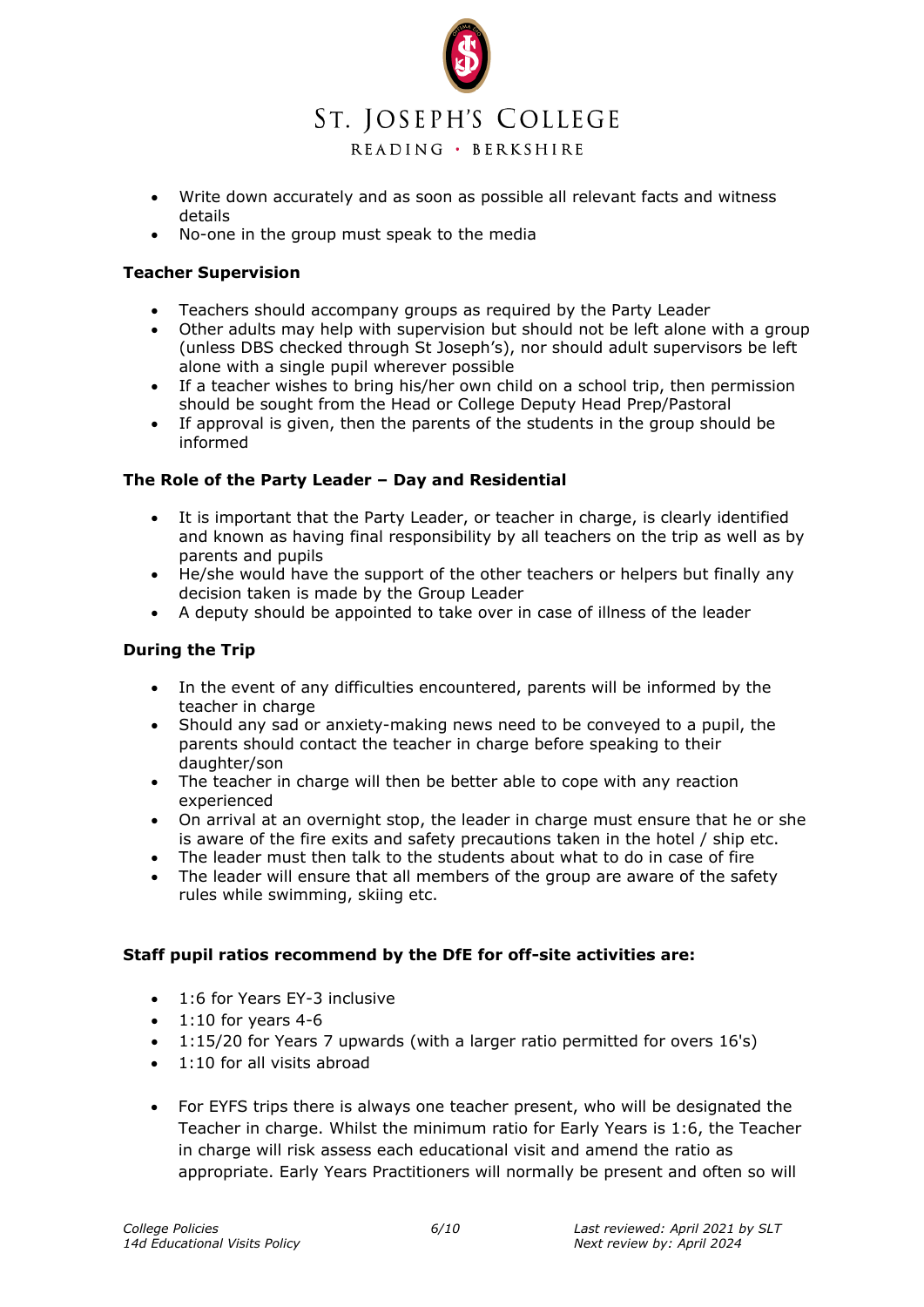- Write down accurately and as soon as possible all relevant facts and witness details
- No-one in the group must speak to the media

**Teacher Supervision**

- Teachers should accompany groups as required by the Party Leader
- Other adults may help with supervision but should not be left alone with a group (unless DBS checked through St Joseph's), nor should adult supervisors be left alone with a single pupil wherever possible
- If a teacher wishes to bring his/her own child on a school trip, then permission should be sought from the Head or College Deputy Head Prep/Pastoral
- If approval is given, then the parents of the students in the group should be informed

**The Role of the Party Leader – Day and Residential**

- It is important that the Party Leader, or teacher in charge, is clearly identified and known as having final responsibility by all teachers on the trip as well as by parents and pupils
- He/she would have the support of the other teachers or helpers but finally any decision taken is made by the Group Leader
- A deputy should be appointed to take over in case of illness of the leader

**During the Trip**

- In the event of any difficulties encountered, parents will be informed by the teacher in charge
- Should any sad or anxiety-making news need to be conveyed to a pupil, the parents should contact the teacher in charge before speaking to their daughter/son
- The teacher in charge will then be better able to cope with any reaction experienced
- On arrival at an overnight stop, the leader in charge must ensure that he or she is aware of the fire exits and safety precautions taken in the hotel / ship etc.
- The leader must then talk to the students about what to do in case of fire
- The leader will ensure that all members of the group are aware of the safety rules while swimming, skiing etc.

**Staff pupil ratios recommend by the DfE for off-site activities are:**

- 1:6 for Years EY-3 inclusive
- 1:10 for years 4-6
- 1:15/20 for Years 7 upwards (with a larger ratio permitted for overs 16's)
- 1:10 for all visits abroad

- For EYFS trips there is always one teacher present, who will be designated the Teacher in charge. Whilst the minimum ratio for Early Years is 1:6, the Teacher in charge will risk assess each educational visit and amend the ratio as appropriate. Early Years Practitioners will normally be present and often so will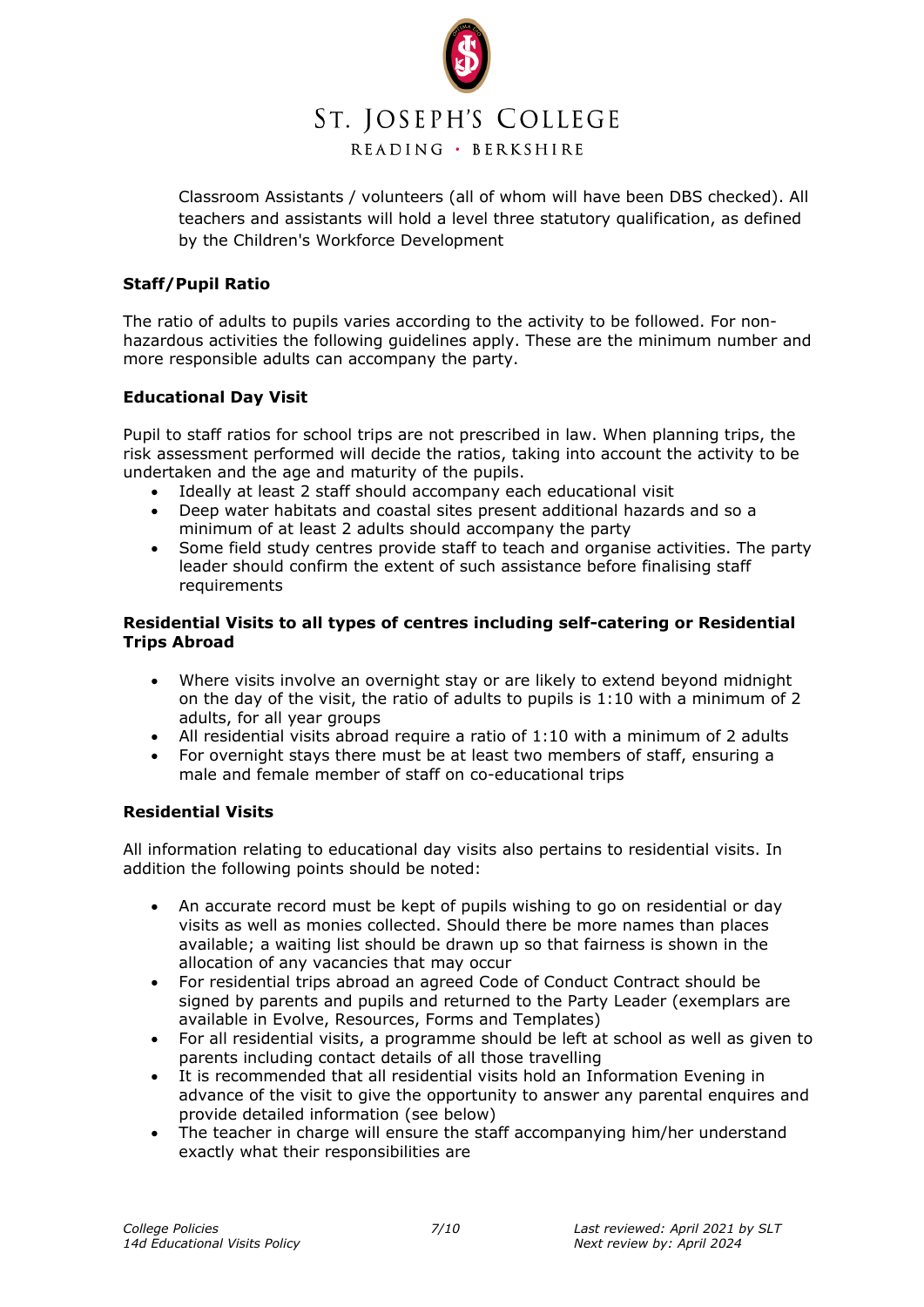Classroom Assistants / volunteers (all of whom will have been DBS checked). All teachers and assistants will hold a level three statutory qualification, as defined by the Children's Workforce Development

**Staff/Pupil Ratio**

The ratio of adults to pupils varies according to the activity to be followed. For non-hazardous activities the following guidelines apply. These are the minimum number and more responsible adults can accompany the party.

**Educational Day Visit**

Pupil to staff ratios for school trips are not prescribed in law. When planning trips, the risk assessment performed will decide the ratios, taking into account the activity to be undertaken and the age and maturity of the pupils.

- Ideally at least 2 staff should accompany each educational visit
- Deep water habitats and coastal sites present additional hazards and so a minimum of at least 2 adults should accompany the party
- Some field study centres provide staff to teach and organise activities. The party leader should confirm the extent of such assistance before finalising staff requirements

**Residential Visits to all types of centres including self-catering or Residential Trips Abroad**

- Where visits involve an overnight stay or are likely to extend beyond midnight on the day of the visit, the ratio of adults to pupils is 1:10 with a minimum of 2 adults, for all year groups
- All residential visits abroad require a ratio of 1:10 with a minimum of 2 adults
- For overnight stays there must be at least two members of staff, ensuring a male and female member of staff on co-educational trips

**Residential Visits**

All information relating to educational day visits also pertains to residential visits. In addition the following points should be noted:

- An accurate record must be kept of pupils wishing to go on residential or day visits as well as monies collected. Should there be more names than places available; a waiting list should be drawn up so that fairness is shown in the allocation of any vacancies that may occur
- For residential trips abroad an agreed Code of Conduct Contract should be signed by parents and pupils and returned to the Party Leader (exemplars are available in Evolve, Resources, Forms and Templates)
- For all residential visits, a programme should be left at school as well as given to parents including contact details of all those travelling
- It is recommended that all residential visits hold an Information Evening in advance of the visit to give the opportunity to answer any parental enquires and provide detailed information (see below)
- The teacher in charge will ensure the staff accompanying him/her understand exactly what their responsibilities are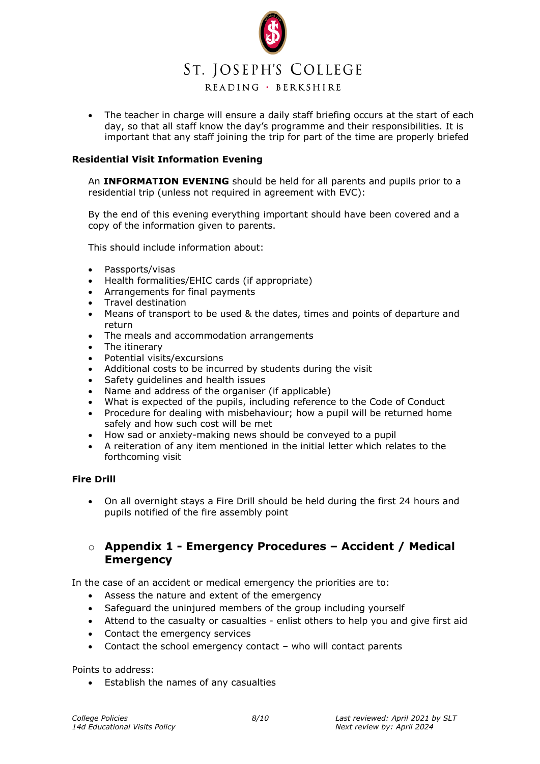- The teacher in charge will ensure a daily staff briefing occurs at the start of each day, so that all staff know the day's programme and their responsibilities. It is important that any staff joining the trip for part of the time are properly briefed

**Residential Visit Information Evening**

An **INFORMATION EVENING** should be held for all parents and pupils prior to a residential trip (unless not required in agreement with EVC):

By the end of this evening everything important should have been covered and a copy of the information given to parents.

This should include information about:

- Passports/visas
- Health formalities/EHIC cards (if appropriate)
- Arrangements for final payments
- Travel destination
- Means of transport to be used & the dates, times and points of departure and return
- The meals and accommodation arrangements
- The itinerary
- Potential visits/excursions
- Additional costs to be incurred by students during the visit
- Safety guidelines and health issues
- Name and address of the organiser (if applicable)
- What is expected of the pupils, including reference to the Code of Conduct
- Procedure for dealing with misbehaviour; how a pupil will be returned home safely and how such cost will be met
- How sad or anxiety-making news should be conveyed to a pupil
- A reiteration of any item mentioned in the initial letter which relates to the forthcoming visit

**Fire Drill**

- On all overnight stays a Fire Drill should be held during the first 24 hours and pupils notified of the fire assembly point

## Appendix 1 - Emergency Procedures – Accident / Medical Emergency

In the case of an accident or medical emergency the priorities are to:

- Assess the nature and extent of the emergency
- Safeguard the uninjured members of the group including yourself
- Attend to the casualty or casualties - enlist others to help you and give first aid
- Contact the emergency services
- Contact the school emergency contact – who will contact parents

Points to address:

- Establish the names of any casualties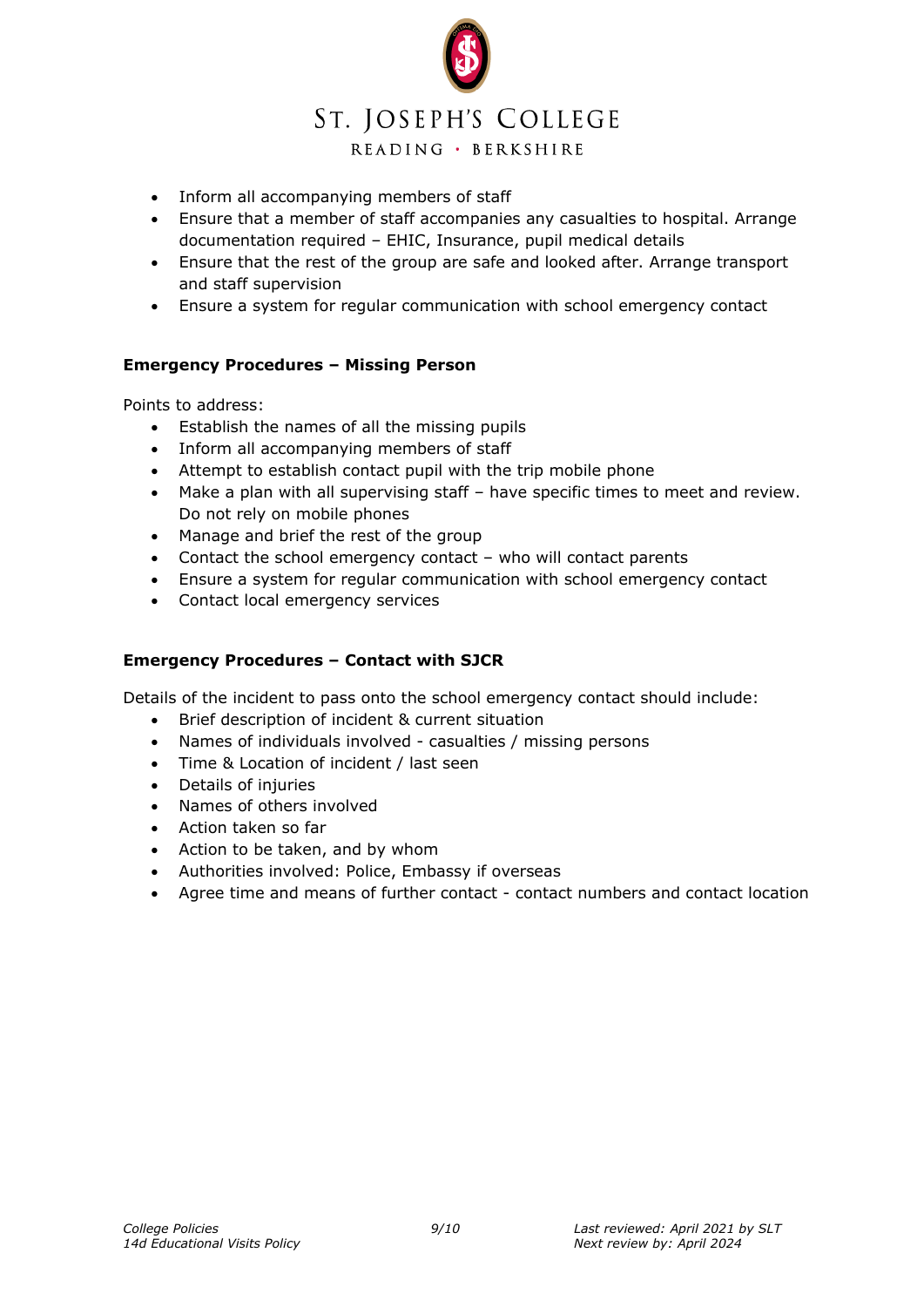- Inform all accompanying members of staff
- Ensure that a member of staff accompanies any casualties to hospital. Arrange documentation required – EHIC, Insurance, pupil medical details
- Ensure that the rest of the group are safe and looked after. Arrange transport and staff supervision
- Ensure a system for regular communication with school emergency contact

**Emergency Procedures – Missing Person**

Points to address:

- Establish the names of all the missing pupils
- Inform all accompanying members of staff
- Attempt to establish contact pupil with the trip mobile phone
- Make a plan with all supervising staff – have specific times to meet and review. Do not rely on mobile phones
- Manage and brief the rest of the group
- Contact the school emergency contact – who will contact parents
- Ensure a system for regular communication with school emergency contact
- Contact local emergency services

**Emergency Procedures – Contact with SJCR**

Details of the incident to pass onto the school emergency contact should include:

- Brief description of incident & current situation
- Names of individuals involved - casualties / missing persons
- Time & Location of incident / last seen
- Details of injuries
- Names of others involved
- Action taken so far
- Action to be taken, and by whom
- Authorities involved: Police, Embassy if overseas
- Agree time and means of further contact - contact numbers and contact location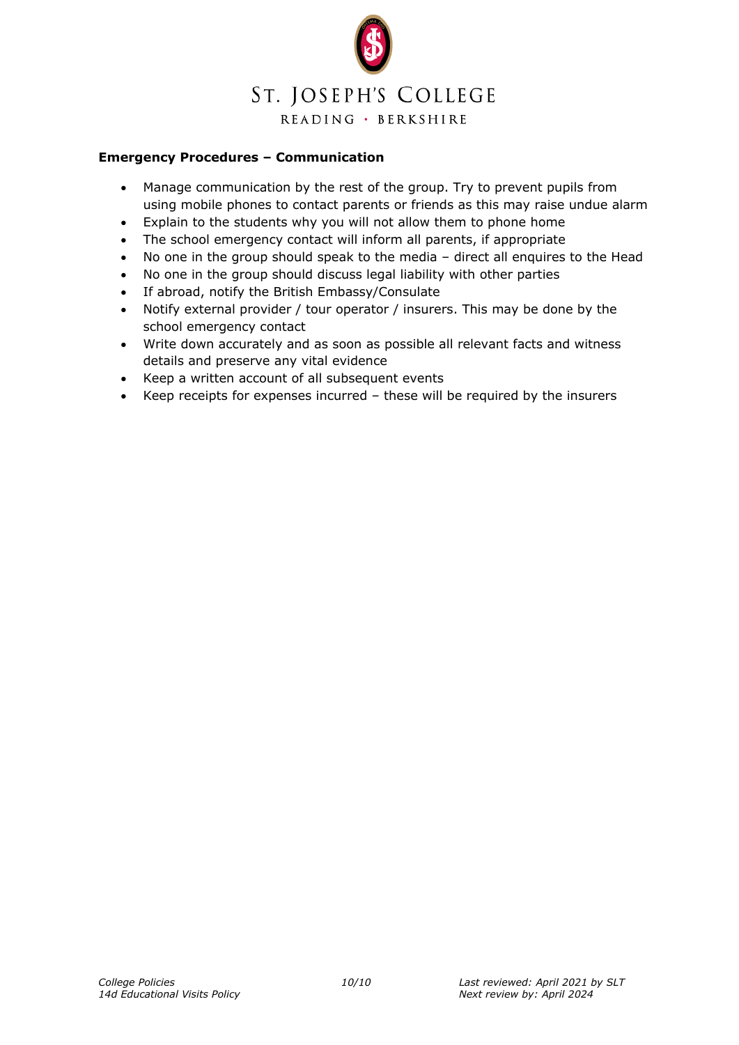**Emergency Procedures – Communication**

- Manage communication by the rest of the group. Try to prevent pupils from using mobile phones to contact parents or friends as this may raise undue alarm
- Explain to the students why you will not allow them to phone home
- The school emergency contact will inform all parents, if appropriate
- No one in the group should speak to the media – direct all enquires to the Head
- No one in the group should discuss legal liability with other parties
- If abroad, notify the British Embassy/Consulate
- Notify external provider / tour operator / insurers. This may be done by the school emergency contact
- Write down accurately and as soon as possible all relevant facts and witness details and preserve any vital evidence
- Keep a written account of all subsequent events
- Keep receipts for expenses incurred – these will be required by the insurers